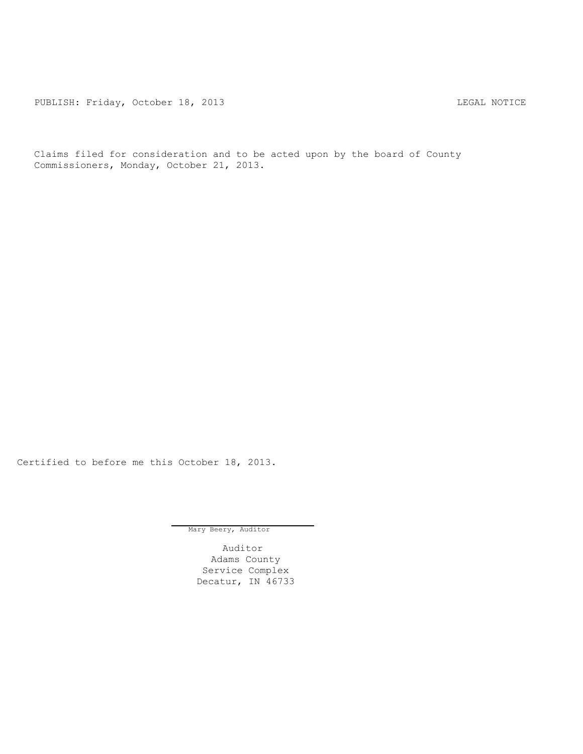PUBLISH: Friday, October 18, 2013 LEGAL NOTICE

Claims filed for consideration and to be acted upon by the board of County Commissioners, Monday, October 21, 2013.

Certified to before me this October 18, 2013.

Mary Beery, Auditor

Auditor
Adams County
Service Complex
Decatur, IN 46733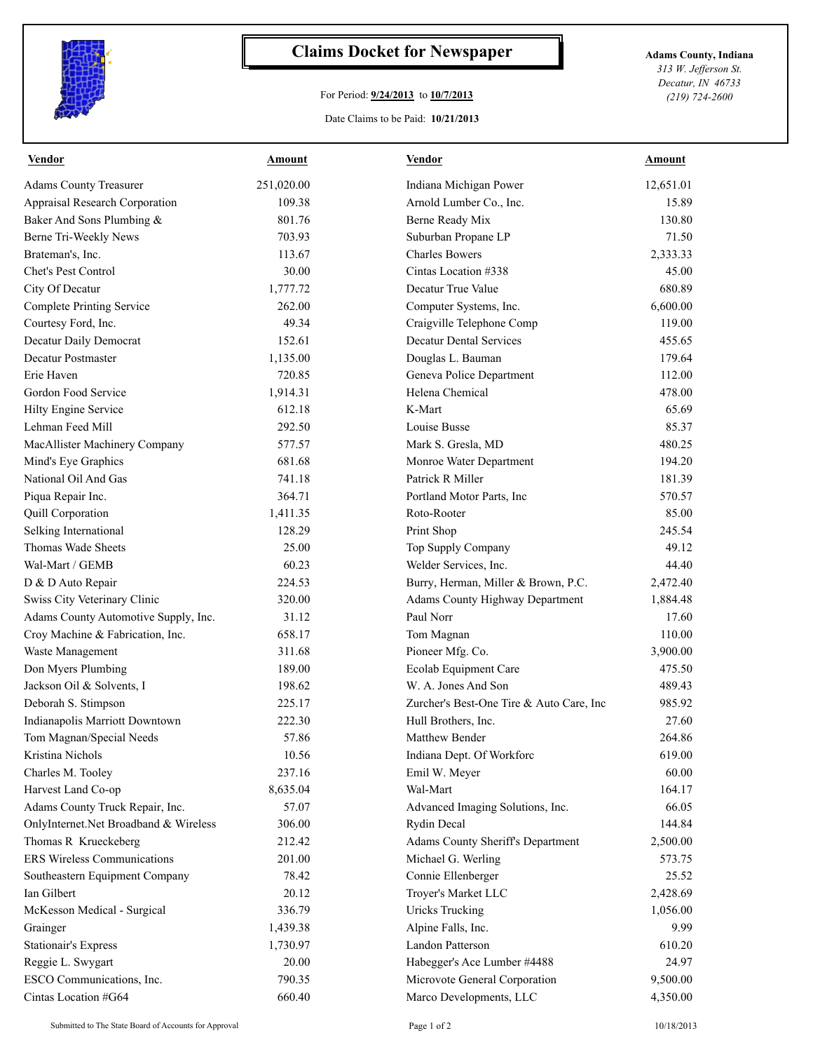# Claims Docket for Newspaper

For Period: **9/24/2013** to **10/7/2013**

Date Claims to be Paid: **10/21/2013**

**Adams County, Indiana**
*313 W. Jefferson St.*
*Decatur, IN 46733*
*(219) 724-2600*

| Vendor | Amount | Vendor | Amount |
|---|---|---|---|
| Adams County Treasurer | 251,020.00 | Indiana Michigan Power | 12,651.01 |
| Appraisal Research Corporation | 109.38 | Arnold Lumber Co., Inc. | 15.89 |
| Baker And Sons Plumbing & | 801.76 | Berne Ready Mix | 130.80 |
| Berne Tri-Weekly News | 703.93 | Suburban Propane LP | 71.50 |
| Brateman's, Inc. | 113.67 | Charles Bowers | 2,333.33 |
| Chet's Pest Control | 30.00 | Cintas Location #338 | 45.00 |
| City Of Decatur | 1,777.72 | Decatur True Value | 680.89 |
| Complete Printing Service | 262.00 | Computer Systems, Inc. | 6,600.00 |
| Courtesy Ford, Inc. | 49.34 | Craigville Telephone Comp | 119.00 |
| Decatur Daily Democrat | 152.61 | Decatur Dental Services | 455.65 |
| Decatur Postmaster | 1,135.00 | Douglas L. Bauman | 179.64 |
| Erie Haven | 720.85 | Geneva Police Department | 112.00 |
| Gordon Food Service | 1,914.31 | Helena Chemical | 478.00 |
| Hilty Engine Service | 612.18 | K-Mart | 65.69 |
| Lehman Feed Mill | 292.50 | Louise Busse | 85.37 |
| MacAllister Machinery Company | 577.57 | Mark S. Gresla, MD | 480.25 |
| Mind's Eye Graphics | 681.68 | Monroe Water Department | 194.20 |
| National Oil And Gas | 741.18 | Patrick R Miller | 181.39 |
| Piqua Repair Inc. | 364.71 | Portland Motor Parts, Inc | 570.57 |
| Quill Corporation | 1,411.35 | Roto-Rooter | 85.00 |
| Selking International | 128.29 | Print Shop | 245.54 |
| Thomas Wade Sheets | 25.00 | Top Supply Company | 49.12 |
| Wal-Mart / GEMB | 60.23 | Welder Services, Inc. | 44.40 |
| D & D Auto Repair | 224.53 | Burry, Herman, Miller & Brown, P.C. | 2,472.40 |
| Swiss City Veterinary Clinic | 320.00 | Adams County Highway Department | 1,884.48 |
| Adams County Automotive Supply, Inc. | 31.12 | Paul Norr | 17.60 |
| Croy Machine & Fabrication, Inc. | 658.17 | Tom Magnan | 110.00 |
| Waste Management | 311.68 | Pioneer Mfg. Co. | 3,900.00 |
| Don Myers Plumbing | 189.00 | Ecolab Equipment Care | 475.50 |
| Jackson Oil & Solvents, I | 198.62 | W. A. Jones And Son | 489.43 |
| Deborah S. Stimpson | 225.17 | Zurcher's Best-One Tire & Auto Care, Inc | 985.92 |
| Indianapolis Marriott Downtown | 222.30 | Hull Brothers, Inc. | 27.60 |
| Tom Magnan/Special Needs | 57.86 | Matthew Bender | 264.86 |
| Kristina Nichols | 10.56 | Indiana Dept. Of Workforc | 619.00 |
| Charles M. Tooley | 237.16 | Emil W. Meyer | 60.00 |
| Harvest Land Co-op | 8,635.04 | Wal-Mart | 164.17 |
| Adams County Truck Repair, Inc. | 57.07 | Advanced Imaging Solutions, Inc. | 66.05 |
| OnlyInternet.Net Broadband & Wireless | 306.00 | Rydin Decal | 144.84 |
| Thomas R Krueckeberg | 212.42 | Adams County Sheriff's Department | 2,500.00 |
| ERS Wireless Communications | 201.00 | Michael G. Werling | 573.75 |
| Southeastern Equipment Company | 78.42 | Connie Ellenberger | 25.52 |
| Ian Gilbert | 20.12 | Troyer's Market LLC | 2,428.69 |
| McKesson Medical - Surgical | 336.79 | Uricks Trucking | 1,056.00 |
| Grainger | 1,439.38 | Alpine Falls, Inc. | 9.99 |
| Stationair's Express | 1,730.97 | Landon Patterson | 610.20 |
| Reggie L. Swygart | 20.00 | Habegger's Ace Lumber #4488 | 24.97 |
| ESCO Communications, Inc. | 790.35 | Microvote General Corporation | 9,500.00 |
| Cintas Location #G64 | 660.40 | Marco Developments, LLC | 4,350.00 |

Submitted to The State Board of Accounts for Approval

10/18/2013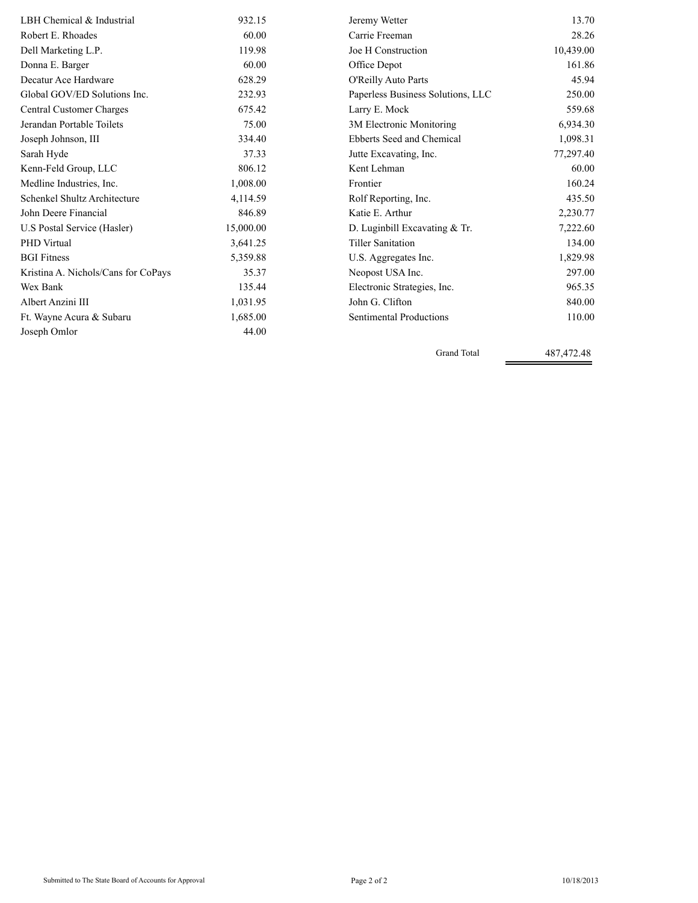| | |
|---|---|
| LBH Chemical & Industrial | 932.15 |
| Robert E. Rhoades | 60.00 |
| Dell Marketing L.P. | 119.98 |
| Donna E. Barger | 60.00 |
| Decatur Ace Hardware | 628.29 |
| Global GOV/ED Solutions Inc. | 232.93 |
| Central Customer Charges | 675.42 |
| Jerandan Portable Toilets | 75.00 |
| Joseph Johnson, III | 334.40 |
| Sarah Hyde | 37.33 |
| Kenn-Feld Group, LLC | 806.12 |
| Medline Industries, Inc. | 1,008.00 |
| Schenkel Shultz Architecture | 4,114.59 |
| John Deere Financial | 846.89 |
| U.S Postal Service (Hasler) | 15,000.00 |
| PHD Virtual | 3,641.25 |
| BGI Fitness | 5,359.88 |
| Kristina A. Nichols/Cans for CoPays | 35.37 |
| Wex Bank | 135.44 |
| Albert Anzini III | 1,031.95 |
| Ft. Wayne Acura & Subaru | 1,685.00 |
| Joseph Omlor | 44.00 |
| Jeremy Wetter | 13.70 |
| Carrie Freeman | 28.26 |
| Joe H Construction | 10,439.00 |
| Office Depot | 161.86 |
| O'Reilly Auto Parts | 45.94 |
| Paperless Business Solutions, LLC | 250.00 |
| Larry E. Mock | 559.68 |
| 3M Electronic Monitoring | 6,934.30 |
| Ebberts Seed and Chemical | 1,098.31 |
| Jutte Excavating, Inc. | 77,297.40 |
| Kent Lehman | 60.00 |
| Frontier | 160.24 |
| Rolf Reporting, Inc. | 435.50 |
| Katie E. Arthur | 2,230.77 |
| D. Luginbill Excavating & Tr. | 7,222.60 |
| Tiller Sanitation | 134.00 |
| U.S. Aggregates Inc. | 1,829.98 |
| Neopost USA Inc. | 297.00 |
| Electronic Strategies, Inc. | 965.35 |
| John G. Clifton | 840.00 |
| Sentimental Productions | 110.00 |
| Grand Total | 487,472.48 |

Submitted to The State Board of Accounts for Approval

10/18/2013